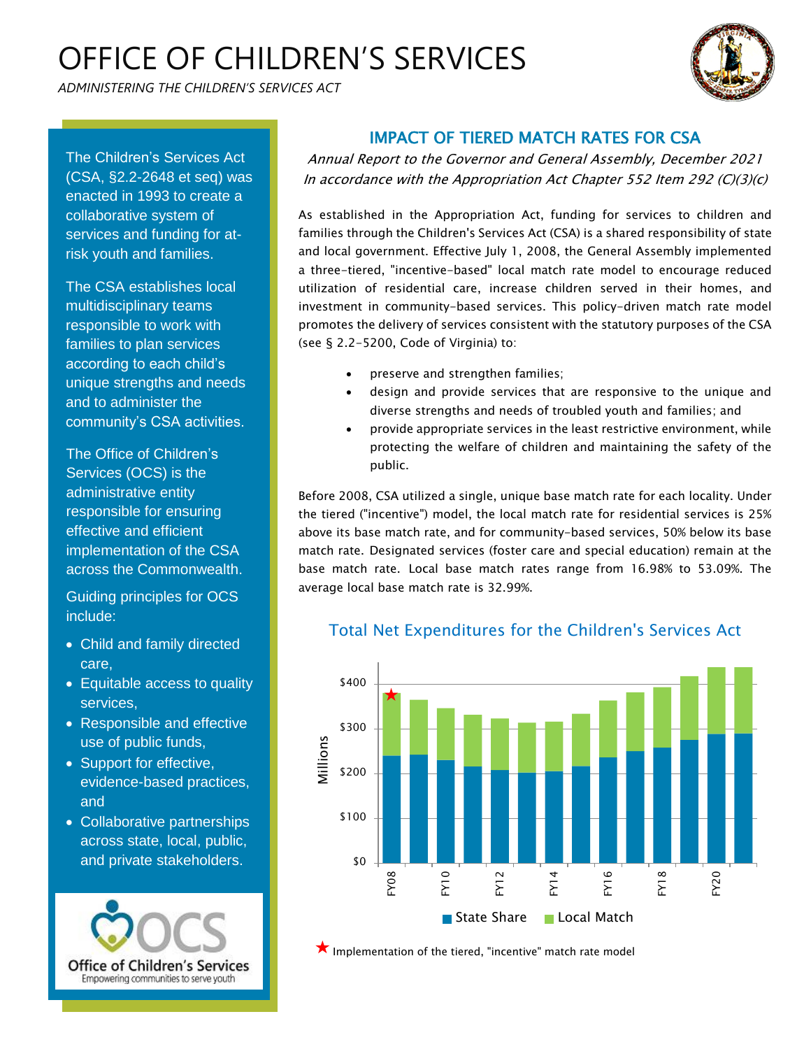# OFFICE OF CHILDREN'S SERVICES

*ADMINISTERING THE CHILDREN'S SERVICES ACT*

The Children's Services Act (CSA, §2.2-2648 et seq) was enacted in 1993 to create a collaborative system of services and funding for at-risk youth and families.

The CSA establishes local multidisciplinary teams responsible to work with families to plan services according to each child's unique strengths and needs and to administer the community's CSA activities.

The Office of Children's Services (OCS) is the administrative entity responsible for ensuring effective and efficient implementation of the CSA across the Commonwealth.

Guiding principles for OCS include:

- Child and family directed care,
- Equitable access to quality services,
- Responsible and effective use of public funds,
- Support for effective, evidence-based practices, and
- Collaborative partnerships across state, local, public, and private stakeholders.

Office of Children's Services
Empowering communities to serve youth

## IMPACT OF TIERED MATCH RATES FOR CSA

*Annual Report to the Governor and General Assembly, December 2021*
*In accordance with the Appropriation Act Chapter 552 Item 292 (C)(3)(c)*

As established in the Appropriation Act, funding for services to children and families through the Children's Services Act (CSA) is a shared responsibility of state and local government. Effective July 1, 2008, the General Assembly implemented a three-tiered, "incentive-based" local match rate model to encourage reduced utilization of residential care, increase children served in their homes, and investment in community-based services. This policy-driven match rate model promotes the delivery of services consistent with the statutory purposes of the CSA (see § 2.2-5200, Code of Virginia) to:

- preserve and strengthen families;
- design and provide services that are responsive to the unique and diverse strengths and needs of troubled youth and families; and
- provide appropriate services in the least restrictive environment, while protecting the welfare of children and maintaining the safety of the public.

Before 2008, CSA utilized a single, unique base match rate for each locality. Under the tiered ("incentive") model, the local match rate for residential services is 25% above its base match rate, and for community-based services, 50% below its base match rate. Designated services (foster care and special education) remain at the base match rate. Local base match rates range from 16.98% to 53.09%. The average local base match rate is 32.99%.

### Total Net Expenditures for the Children's Services Act

(Chart: Millions, $0–$400; FY08–FY21; State Share / Local Match)

★ Implementation of the tiered, "incentive" match rate model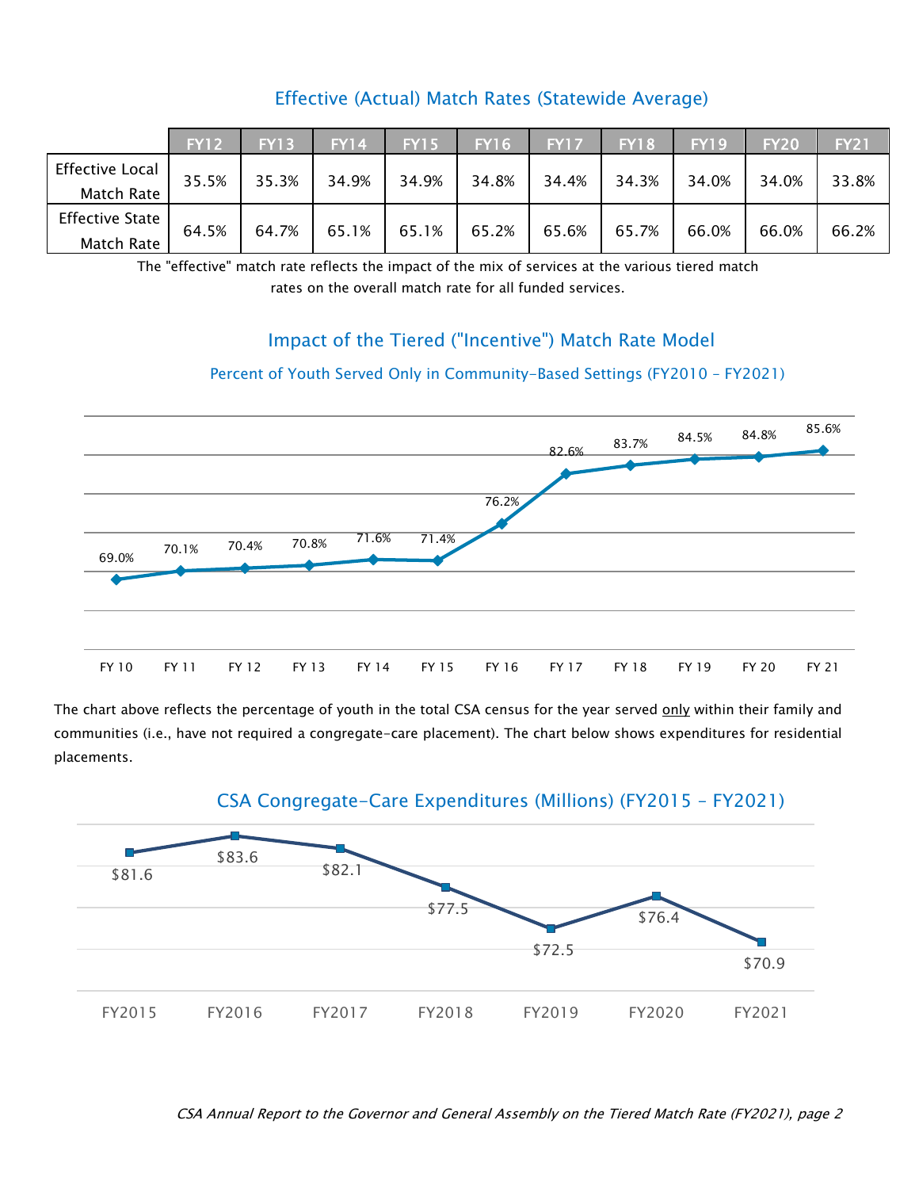## Effective (Actual) Match Rates (Statewide Average)

| | FY12 | FY13 | FY14 | FY15 | FY16 | FY17 | FY18 | FY19 | FY20 | FY21 |
|---|---|---|---|---|---|---|---|---|---|---|
| Effective Local Match Rate | 35.5% | 35.3% | 34.9% | 34.9% | 34.8% | 34.4% | 34.3% | 34.0% | 34.0% | 33.8% |
| Effective State Match Rate | 64.5% | 64.7% | 65.1% | 65.1% | 65.2% | 65.6% | 65.7% | 66.0% | 66.0% | 66.2% |

The "effective" match rate reflects the impact of the mix of services at the various tiered match rates on the overall match rate for all funded services.

## Impact of the Tiered ("Incentive") Match Rate Model

### Percent of Youth Served Only in Community-Based Settings (FY2010 – FY2021)

| FY 10 | FY 11 | FY 12 | FY 13 | FY 14 | FY 15 | FY 16 | FY 17 | FY 18 | FY 19 | FY 20 | FY 21 |
|---|---|---|---|---|---|---|---|---|---|---|---|
| 69.0% | 70.1% | 70.4% | 70.8% | 71.6% | 71.4% | 76.2% | 82.6% | 83.7% | 84.5% | 84.8% | 85.6% |

The chart above reflects the percentage of youth in the total CSA census for the year served only within their family and communities (i.e., have not required a congregate-care placement). The chart below shows expenditures for residential placements.

## CSA Congregate-Care Expenditures (Millions) (FY2015 – FY2021)

| FY2015 | FY2016 | FY2017 | FY2018 | FY2019 | FY2020 | FY2021 |
|---|---|---|---|---|---|---|
| $81.6 | $83.6 | $82.1 | $77.5 | $72.5 | $76.4 | $70.9 |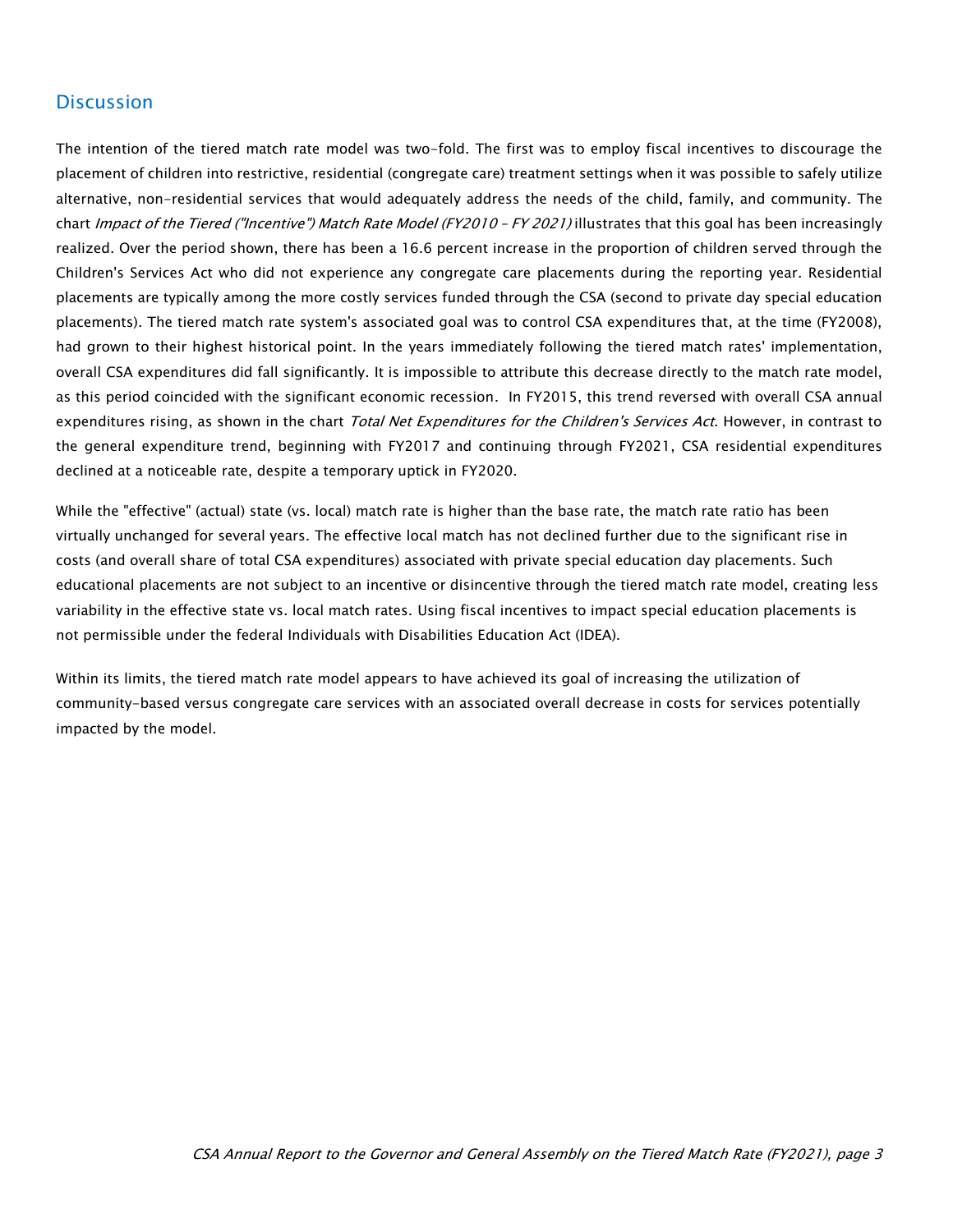## Discussion

The intention of the tiered match rate model was two-fold. The first was to employ fiscal incentives to discourage the placement of children into restrictive, residential (congregate care) treatment settings when it was possible to safely utilize alternative, non-residential services that would adequately address the needs of the child, family, and community. The chart *Impact of the Tiered ("Incentive") Match Rate Model (FY2010 – FY 2021)* illustrates that this goal has been increasingly realized. Over the period shown, there has been a 16.6 percent increase in the proportion of children served through the Children's Services Act who did not experience any congregate care placements during the reporting year. Residential placements are typically among the more costly services funded through the CSA (second to private day special education placements). The tiered match rate system's associated goal was to control CSA expenditures that, at the time (FY2008), had grown to their highest historical point. In the years immediately following the tiered match rates' implementation, overall CSA expenditures did fall significantly. It is impossible to attribute this decrease directly to the match rate model, as this period coincided with the significant economic recession. In FY2015, this trend reversed with overall CSA annual expenditures rising, as shown in the chart *Total Net Expenditures for the Children's Services Act*. However, in contrast to the general expenditure trend, beginning with FY2017 and continuing through FY2021, CSA residential expenditures declined at a noticeable rate, despite a temporary uptick in FY2020.

While the "effective" (actual) state (vs. local) match rate is higher than the base rate, the match rate ratio has been virtually unchanged for several years. The effective local match has not declined further due to the significant rise in costs (and overall share of total CSA expenditures) associated with private special education day placements. Such educational placements are not subject to an incentive or disincentive through the tiered match rate model, creating less variability in the effective state vs. local match rates. Using fiscal incentives to impact special education placements is not permissible under the federal Individuals with Disabilities Education Act (IDEA).

Within its limits, the tiered match rate model appears to have achieved its goal of increasing the utilization of community-based versus congregate care services with an associated overall decrease in costs for services potentially impacted by the model.